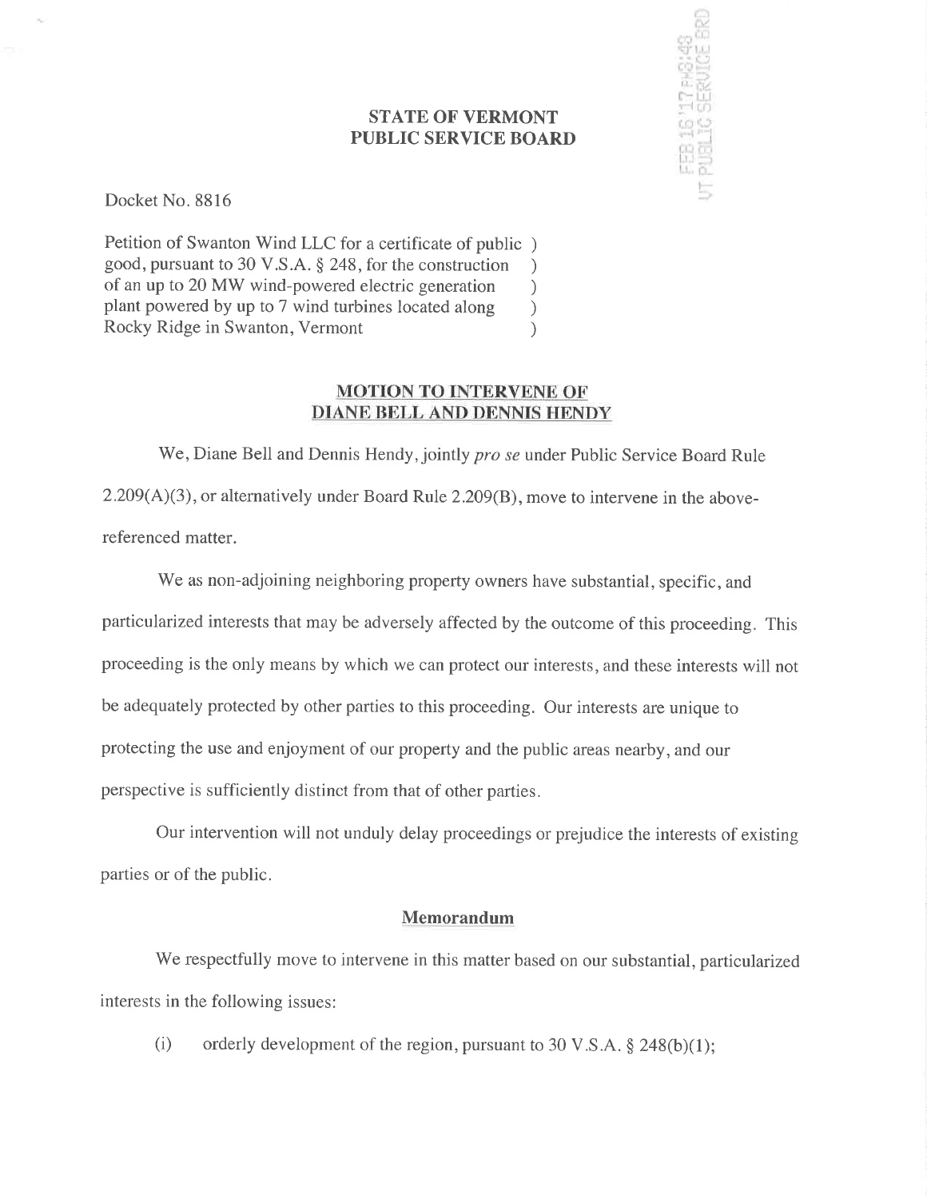**STATE OF VERMONT**
**PUBLIC SERVICE BOARD**

FEB 16 '17 AM8:48
VT PUBLIC SERVICE BRD

Docket No. 8816

Petition of Swanton Wind LLC for a certificate of public good, pursuant to 30 V.S.A. § 248, for the construction of an up to 20 MW wind-powered electric generation plant powered by up to 7 wind turbines located along Rocky Ridge in Swanton, Vermont

## MOTION TO INTERVENE OF DIANE BELL AND DENNIS HENDY

We, Diane Bell and Dennis Hendy, jointly *pro se* under Public Service Board Rule 2.209(A)(3), or alternatively under Board Rule 2.209(B), move to intervene in the above-referenced matter.

We as non-adjoining neighboring property owners have substantial, specific, and particularized interests that may be adversely affected by the outcome of this proceeding. This proceeding is the only means by which we can protect our interests, and these interests will not be adequately protected by other parties to this proceeding. Our interests are unique to protecting the use and enjoyment of our property and the public areas nearby, and our perspective is sufficiently distinct from that of other parties.

Our intervention will not unduly delay proceedings or prejudice the interests of existing parties or of the public.

### Memorandum

We respectfully move to intervene in this matter based on our substantial, particularized interests in the following issues:

(i) orderly development of the region, pursuant to 30 V.S.A. § 248(b)(1);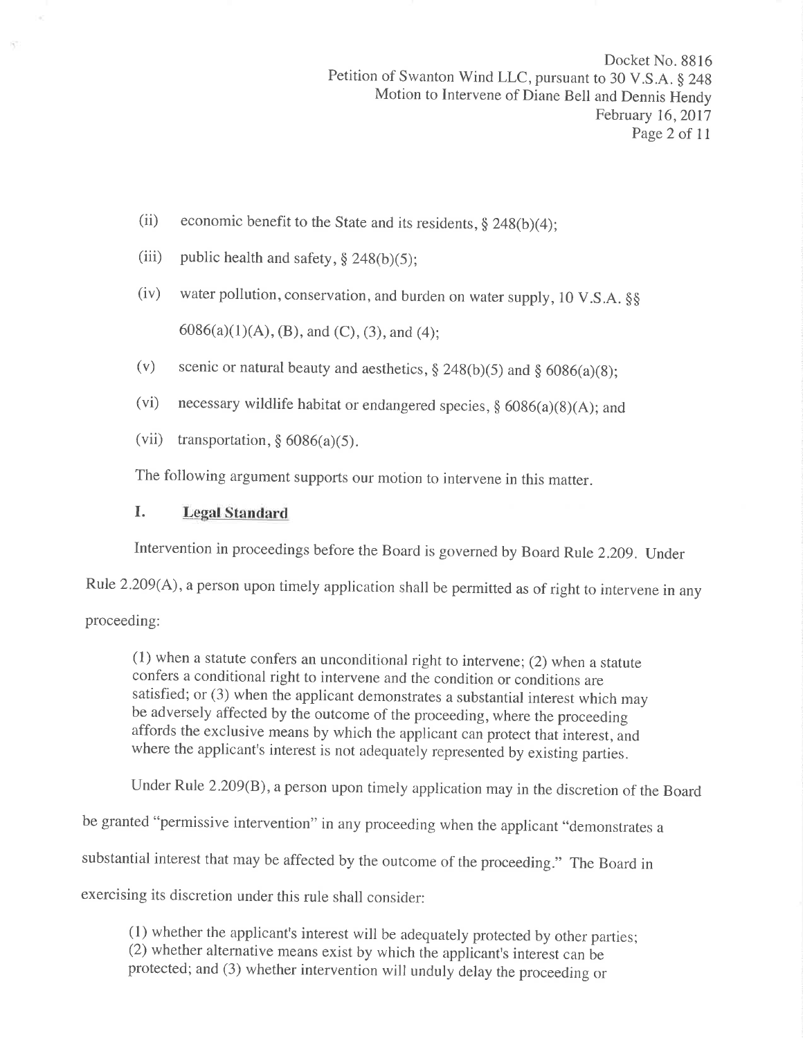(ii) economic benefit to the State and its residents, § 248(b)(4);

(iii) public health and safety, § 248(b)(5);

(iv) water pollution, conservation, and burden on water supply, 10 V.S.A. §§ 6086(a)(1)(A), (B), and (C), (3), and (4);

(v) scenic or natural beauty and aesthetics, § 248(b)(5) and § 6086(a)(8);

(vi) necessary wildlife habitat or endangered species, § 6086(a)(8)(A); and

(vii) transportation, § 6086(a)(5).

The following argument supports our motion to intervene in this matter.

## I. Legal Standard

Intervention in proceedings before the Board is governed by Board Rule 2.209. Under Rule 2.209(A), a person upon timely application shall be permitted as of right to intervene in any proceeding:

> (1) when a statute confers an unconditional right to intervene; (2) when a statute confers a conditional right to intervene and the condition or conditions are satisfied; or (3) when the applicant demonstrates a substantial interest which may be adversely affected by the outcome of the proceeding, where the proceeding affords the exclusive means by which the applicant can protect that interest, and where the applicant's interest is not adequately represented by existing parties.

Under Rule 2.209(B), a person upon timely application may in the discretion of the Board be granted "permissive intervention" in any proceeding when the applicant "demonstrates a substantial interest that may be affected by the outcome of the proceeding." The Board in exercising its discretion under this rule shall consider:

> (1) whether the applicant's interest will be adequately protected by other parties; (2) whether alternative means exist by which the applicant's interest can be protected; and (3) whether intervention will unduly delay the proceeding or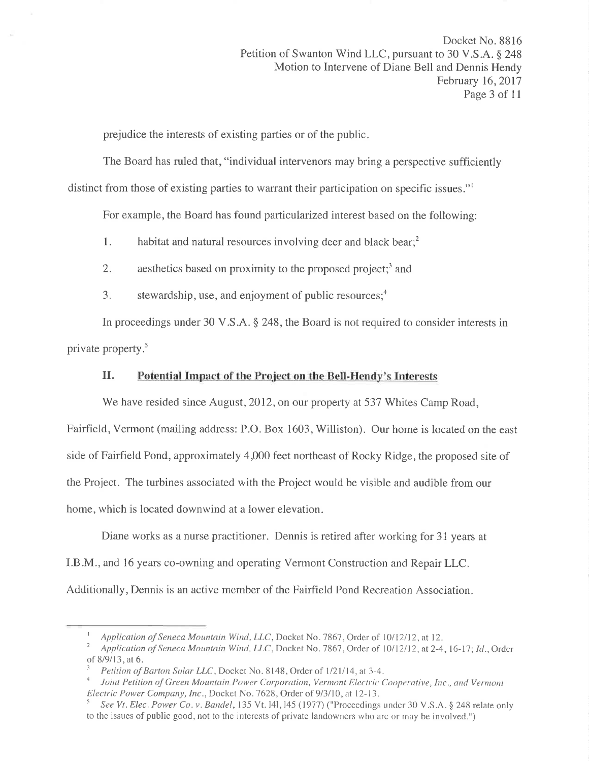prejudice the interests of existing parties or of the public.

The Board has ruled that, "individual intervenors may bring a perspective sufficiently distinct from those of existing parties to warrant their participation on specific issues."[1]

For example, the Board has found particularized interest based on the following:

1. habitat and natural resources involving deer and black bear;[2]
2. aesthetics based on proximity to the proposed project;[3] and
3. stewardship, use, and enjoyment of public resources;[4]

In proceedings under 30 V.S.A. § 248, the Board is not required to consider interests in private property.[5]

## II. Potential Impact of the Project on the Bell-Hendy's Interests

We have resided since August, 2012, on our property at 537 Whites Camp Road, Fairfield, Vermont (mailing address: P.O. Box 1603, Williston). Our home is located on the east side of Fairfield Pond, approximately 4,000 feet northeast of Rocky Ridge, the proposed site of the Project. The turbines associated with the Project would be visible and audible from our home, which is located downwind at a lower elevation.

Diane works as a nurse practitioner. Dennis is retired after working for 31 years at I.B.M., and 16 years co-owning and operating Vermont Construction and Repair LLC. Additionally, Dennis is an active member of the Fairfield Pond Recreation Association.

---

[1] *Application of Seneca Mountain Wind, LLC*, Docket No. 7867, Order of 10/12/12, at 12.

[2] *Application of Seneca Mountain Wind, LLC*, Docket No. 7867, Order of 10/12/12, at 2-4, 16-17; *Id.*, Order of 8/9/13, at 6.

[3] *Petition of Barton Solar LLC*, Docket No. 8148, Order of 1/21/14, at 3-4.

[4] *Joint Petition of Green Mountain Power Corporation, Vermont Electric Cooperative, Inc., and Vermont Electric Power Company, Inc.*, Docket No. 7628, Order of 9/3/10, at 12-13.

[5] *See Vt. Elec. Power Co. v. Bandel*, 135 Vt. 141, 145 (1977) ("Proceedings under 30 V.S.A. § 248 relate only to the issues of public good, not to the interests of private landowners who are or may be involved.")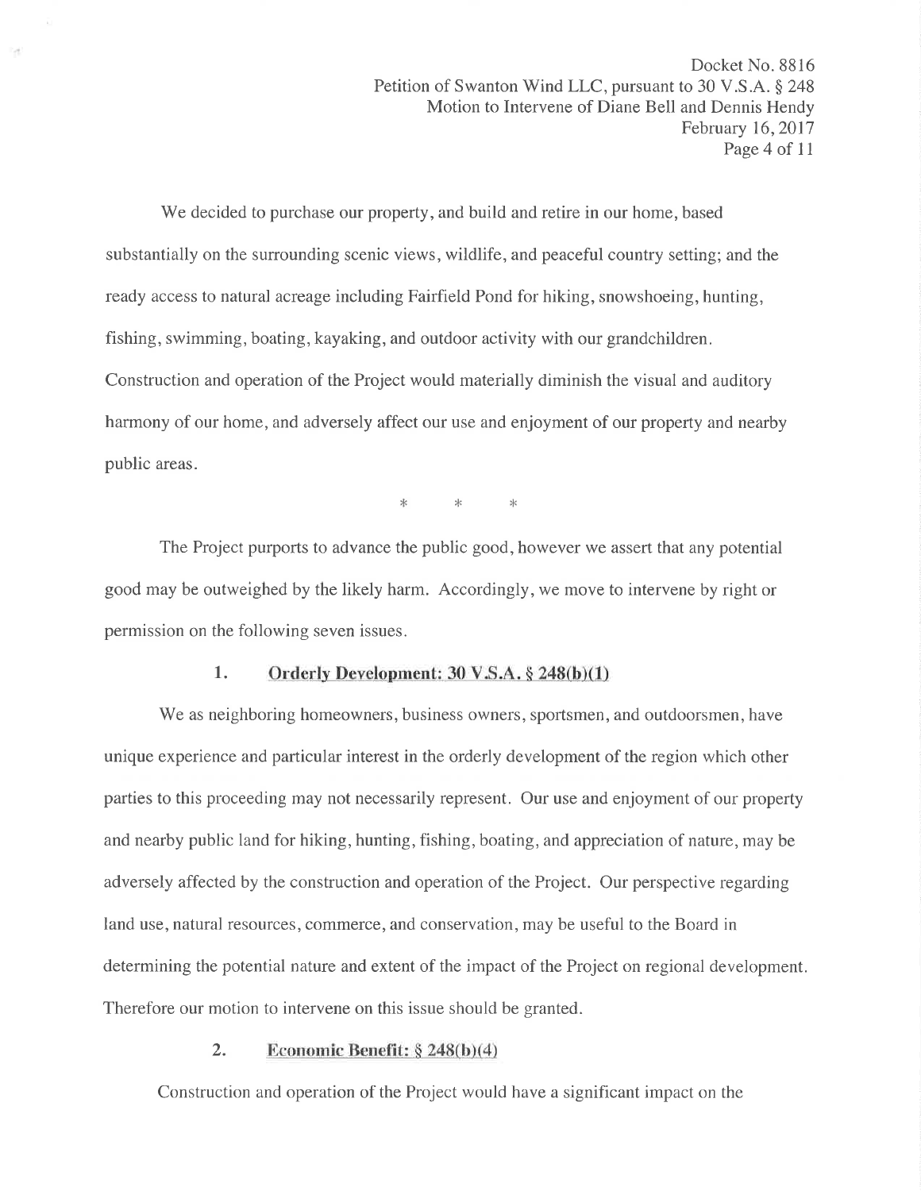We decided to purchase our property, and build and retire in our home, based substantially on the surrounding scenic views, wildlife, and peaceful country setting; and the ready access to natural acreage including Fairfield Pond for hiking, snowshoeing, hunting, fishing, swimming, boating, kayaking, and outdoor activity with our grandchildren. Construction and operation of the Project would materially diminish the visual and auditory harmony of our home, and adversely affect our use and enjoyment of our property and nearby public areas.

\* \* \*

The Project purports to advance the public good, however we assert that any potential good may be outweighed by the likely harm. Accordingly, we move to intervene by right or permission on the following seven issues.

### 1. **Orderly Development: 30 V.S.A. § 248(b)(1)**

We as neighboring homeowners, business owners, sportsmen, and outdoorsmen, have unique experience and particular interest in the orderly development of the region which other parties to this proceeding may not necessarily represent. Our use and enjoyment of our property and nearby public land for hiking, hunting, fishing, boating, and appreciation of nature, may be adversely affected by the construction and operation of the Project. Our perspective regarding land use, natural resources, commerce, and conservation, may be useful to the Board in determining the potential nature and extent of the impact of the Project on regional development. Therefore our motion to intervene on this issue should be granted.

### 2. **Economic Benefit: § 248(b)(4)**

Construction and operation of the Project would have a significant impact on the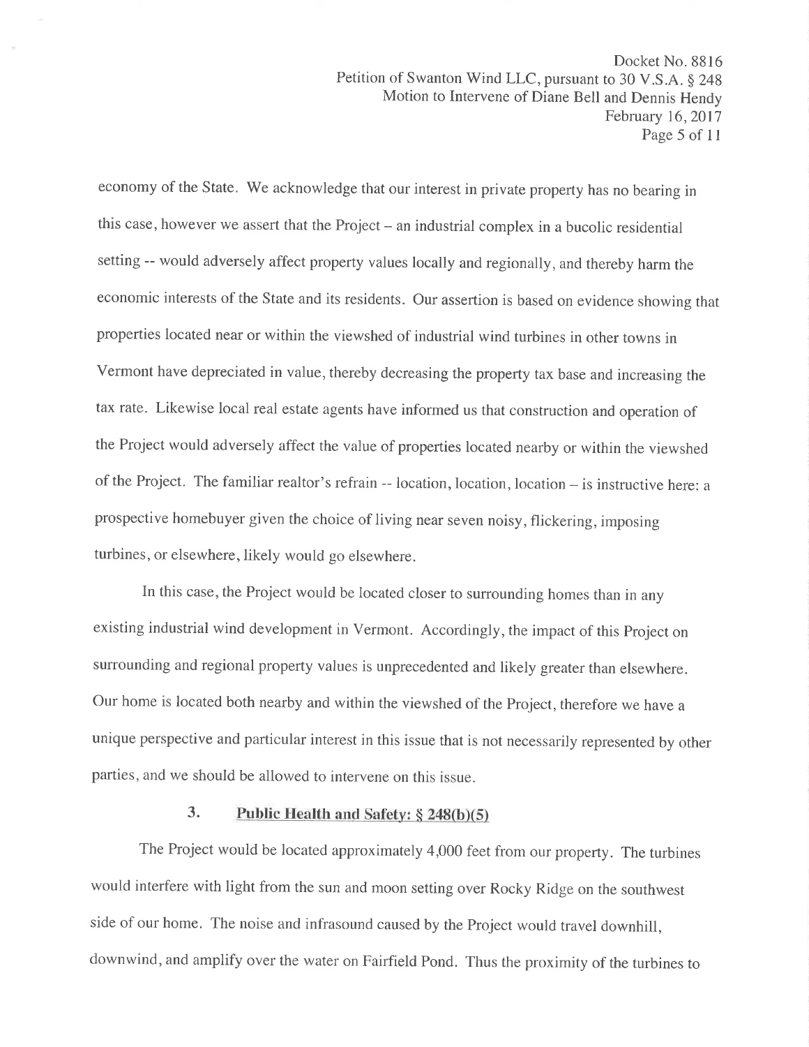economy of the State. We acknowledge that our interest in private property has no bearing in this case, however we assert that the Project – an industrial complex in a bucolic residential setting -- would adversely affect property values locally and regionally, and thereby harm the economic interests of the State and its residents. Our assertion is based on evidence showing that properties located near or within the viewshed of industrial wind turbines in other towns in Vermont have depreciated in value, thereby decreasing the property tax base and increasing the tax rate. Likewise local real estate agents have informed us that construction and operation of the Project would adversely affect the value of properties located nearby or within the viewshed of the Project. The familiar realtor's refrain -- location, location, location – is instructive here: a prospective homebuyer given the choice of living near seven noisy, flickering, imposing turbines, or elsewhere, likely would go elsewhere.

In this case, the Project would be located closer to surrounding homes than in any existing industrial wind development in Vermont. Accordingly, the impact of this Project on surrounding and regional property values is unprecedented and likely greater than elsewhere. Our home is located both nearby and within the viewshed of the Project, therefore we have a unique perspective and particular interest in this issue that is not necessarily represented by other parties, and we should be allowed to intervene on this issue.

### 3. Public Health and Safety: § 248(b)(5)

The Project would be located approximately 4,000 feet from our property. The turbines would interfere with light from the sun and moon setting over Rocky Ridge on the southwest side of our home. The noise and infrasound caused by the Project would travel downhill, downwind, and amplify over the water on Fairfield Pond. Thus the proximity of the turbines to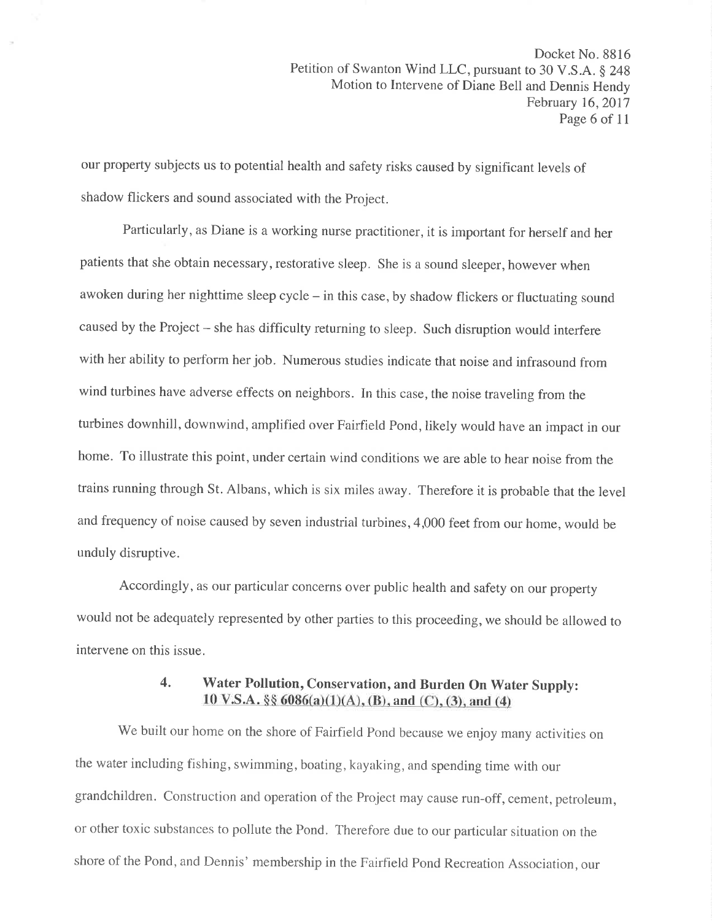our property subjects us to potential health and safety risks caused by significant levels of shadow flickers and sound associated with the Project.

Particularly, as Diane is a working nurse practitioner, it is important for herself and her patients that she obtain necessary, restorative sleep. She is a sound sleeper, however when awoken during her nighttime sleep cycle – in this case, by shadow flickers or fluctuating sound caused by the Project – she has difficulty returning to sleep. Such disruption would interfere with her ability to perform her job. Numerous studies indicate that noise and infrasound from wind turbines have adverse effects on neighbors. In this case, the noise traveling from the turbines downhill, downwind, amplified over Fairfield Pond, likely would have an impact in our home. To illustrate this point, under certain wind conditions we are able to hear noise from the trains running through St. Albans, which is six miles away. Therefore it is probable that the level and frequency of noise caused by seven industrial turbines, 4,000 feet from our home, would be unduly disruptive.

Accordingly, as our particular concerns over public health and safety on our property would not be adequately represented by other parties to this proceeding, we should be allowed to intervene on this issue.

### 4. Water Pollution, Conservation, and Burden On Water Supply: <u>10 V.S.A. §§ 6086(a)(1)(A), (B), and (C), (3), and (4)</u>

We built our home on the shore of Fairfield Pond because we enjoy many activities on the water including fishing, swimming, boating, kayaking, and spending time with our grandchildren. Construction and operation of the Project may cause run-off, cement, petroleum, or other toxic substances to pollute the Pond. Therefore due to our particular situation on the shore of the Pond, and Dennis' membership in the Fairfield Pond Recreation Association, our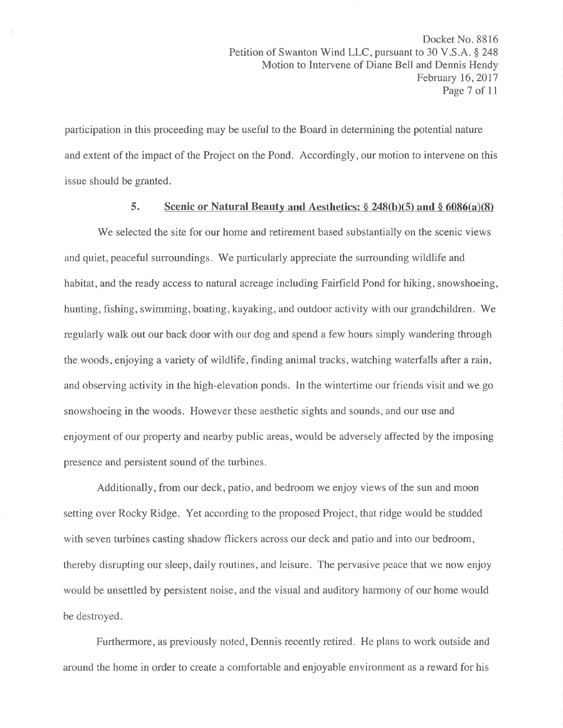participation in this proceeding may be useful to the Board in determining the potential nature and extent of the impact of the Project on the Pond. Accordingly, our motion to intervene on this issue should be granted.

### 5. Scenic or Natural Beauty and Aesthetics: § 248(b)(5) and § 6086(a)(8)

We selected the site for our home and retirement based substantially on the scenic views and quiet, peaceful surroundings. We particularly appreciate the surrounding wildlife and habitat, and the ready access to natural acreage including Fairfield Pond for hiking, snowshoeing, hunting, fishing, swimming, boating, kayaking, and outdoor activity with our grandchildren. We regularly walk out our back door with our dog and spend a few hours simply wandering through the woods, enjoying a variety of wildlife, finding animal tracks, watching waterfalls after a rain, and observing activity in the high-elevation ponds. In the wintertime our friends visit and we go snowshoeing in the woods. However these aesthetic sights and sounds, and our use and enjoyment of our property and nearby public areas, would be adversely affected by the imposing presence and persistent sound of the turbines.

Additionally, from our deck, patio, and bedroom we enjoy views of the sun and moon setting over Rocky Ridge. Yet according to the proposed Project, that ridge would be studded with seven turbines casting shadow flickers across our deck and patio and into our bedroom, thereby disrupting our sleep, daily routines, and leisure. The pervasive peace that we now enjoy would be unsettled by persistent noise, and the visual and auditory harmony of our home would be destroyed.

Furthermore, as previously noted, Dennis recently retired. He plans to work outside and around the home in order to create a comfortable and enjoyable environment as a reward for his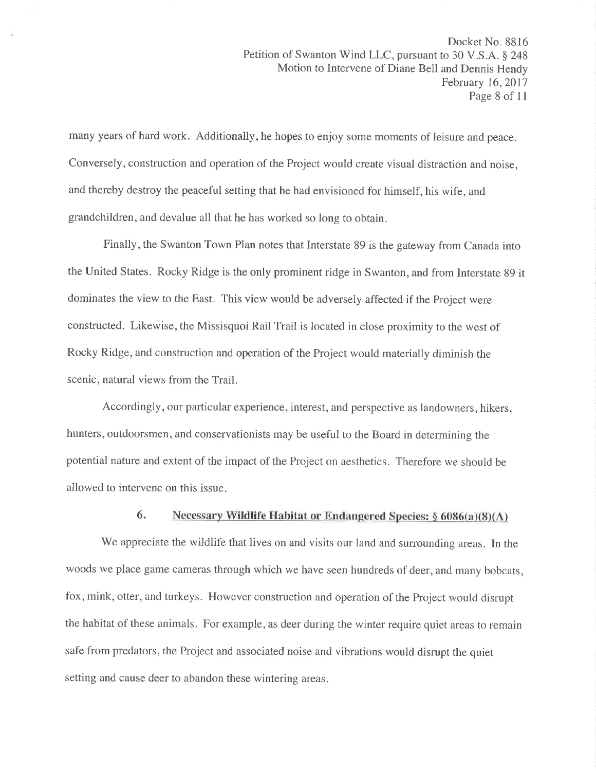many years of hard work. Additionally, he hopes to enjoy some moments of leisure and peace. Conversely, construction and operation of the Project would create visual distraction and noise, and thereby destroy the peaceful setting that he had envisioned for himself, his wife, and grandchildren, and devalue all that he has worked so long to obtain.

Finally, the Swanton Town Plan notes that Interstate 89 is the gateway from Canada into the United States. Rocky Ridge is the only prominent ridge in Swanton, and from Interstate 89 it dominates the view to the East. This view would be adversely affected if the Project were constructed. Likewise, the Missisquoi Rail Trail is located in close proximity to the west of Rocky Ridge, and construction and operation of the Project would materially diminish the scenic, natural views from the Trail.

Accordingly, our particular experience, interest, and perspective as landowners, hikers, hunters, outdoorsmen, and conservationists may be useful to the Board in determining the potential nature and extent of the impact of the Project on aesthetics. Therefore we should be allowed to intervene on this issue.

### 6. Necessary Wildlife Habitat or Endangered Species: § 6086(a)(8)(A)

We appreciate the wildlife that lives on and visits our land and surrounding areas. In the woods we place game cameras through which we have seen hundreds of deer, and many bobcats, fox, mink, otter, and turkeys. However construction and operation of the Project would disrupt the habitat of these animals. For example, as deer during the winter require quiet areas to remain safe from predators, the Project and associated noise and vibrations would disrupt the quiet setting and cause deer to abandon these wintering areas.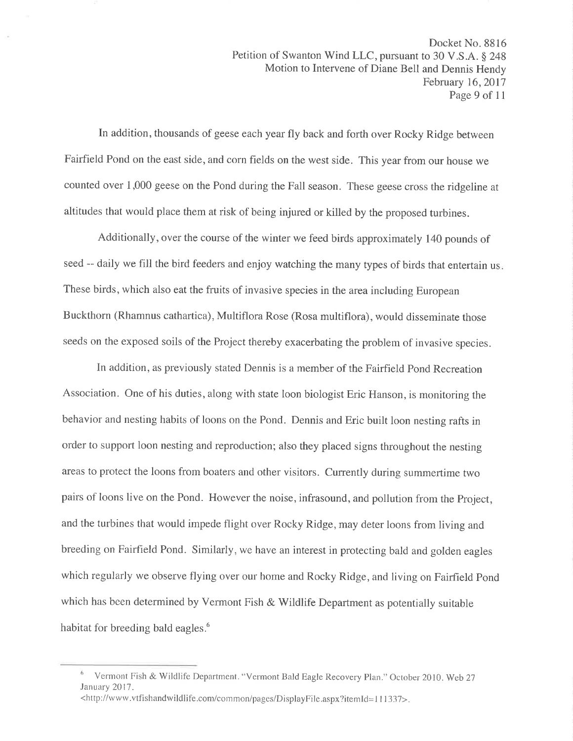In addition, thousands of geese each year fly back and forth over Rocky Ridge between Fairfield Pond on the east side, and corn fields on the west side. This year from our house we counted over 1,000 geese on the Pond during the Fall season. These geese cross the ridgeline at altitudes that would place them at risk of being injured or killed by the proposed turbines.

Additionally, over the course of the winter we feed birds approximately 140 pounds of seed -- daily we fill the bird feeders and enjoy watching the many types of birds that entertain us. These birds, which also eat the fruits of invasive species in the area including European Buckthorn (Rhamnus cathartica), Multiflora Rose (Rosa multiflora), would disseminate those seeds on the exposed soils of the Project thereby exacerbating the problem of invasive species.

In addition, as previously stated Dennis is a member of the Fairfield Pond Recreation Association. One of his duties, along with state loon biologist Eric Hanson, is monitoring the behavior and nesting habits of loons on the Pond. Dennis and Eric built loon nesting rafts in order to support loon nesting and reproduction; also they placed signs throughout the nesting areas to protect the loons from boaters and other visitors. Currently during summertime two pairs of loons live on the Pond. However the noise, infrasound, and pollution from the Project, and the turbines that would impede flight over Rocky Ridge, may deter loons from living and breeding on Fairfield Pond. Similarly, we have an interest in protecting bald and golden eagles which regularly we observe flying over our home and Rocky Ridge, and living on Fairfield Pond which has been determined by Vermont Fish & Wildlife Department as potentially suitable habitat for breeding bald eagles.[6]

---

[6] Vermont Fish & Wildlife Department. "Vermont Bald Eagle Recovery Plan." October 2010. Web 27 January 2017. <http://www.vtfishandwildlife.com/common/pages/DisplayFile.aspx?itemId=111337>.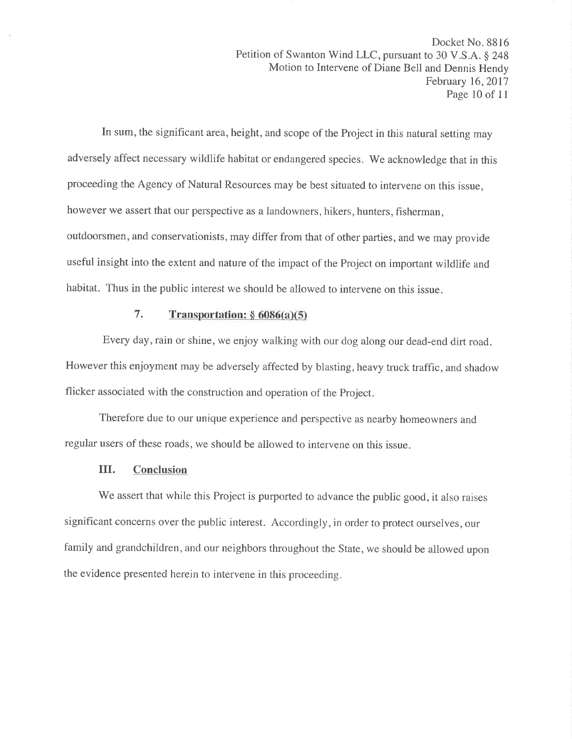In sum, the significant area, height, and scope of the Project in this natural setting may adversely affect necessary wildlife habitat or endangered species. We acknowledge that in this proceeding the Agency of Natural Resources may be best situated to intervene on this issue, however we assert that our perspective as a landowners, hikers, hunters, fisherman, outdoorsmen, and conservationists, may differ from that of other parties, and we may provide useful insight into the extent and nature of the impact of the Project on important wildlife and habitat. Thus in the public interest we should be allowed to intervene on this issue.

### 7. Transportation: § 6086(a)(5)

Every day, rain or shine, we enjoy walking with our dog along our dead-end dirt road. However this enjoyment may be adversely affected by blasting, heavy truck traffic, and shadow flicker associated with the construction and operation of the Project.

Therefore due to our unique experience and perspective as nearby homeowners and regular users of these roads, we should be allowed to intervene on this issue.

## III. Conclusion

We assert that while this Project is purported to advance the public good, it also raises significant concerns over the public interest. Accordingly, in order to protect ourselves, our family and grandchildren, and our neighbors throughout the State, we should be allowed upon the evidence presented herein to intervene in this proceeding.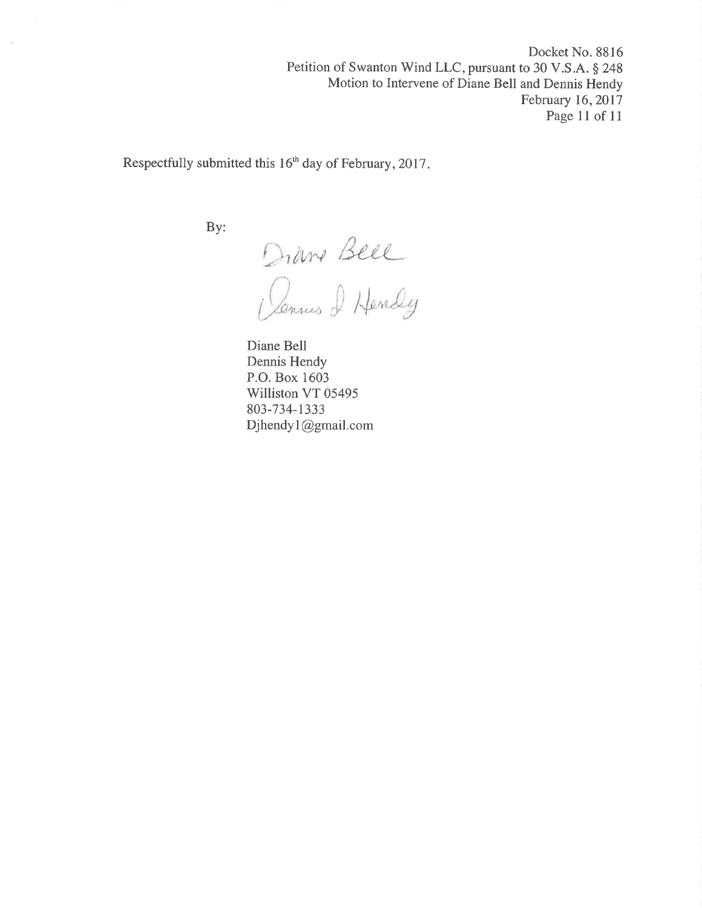Respectfully submitted this 16th day of February, 2017.

By:

Diane Bell
Dennis J Hendy

Diane Bell
Dennis Hendy
P.O. Box 1603
Williston VT 05495
803-734-1333
Djhendy1@gmail.com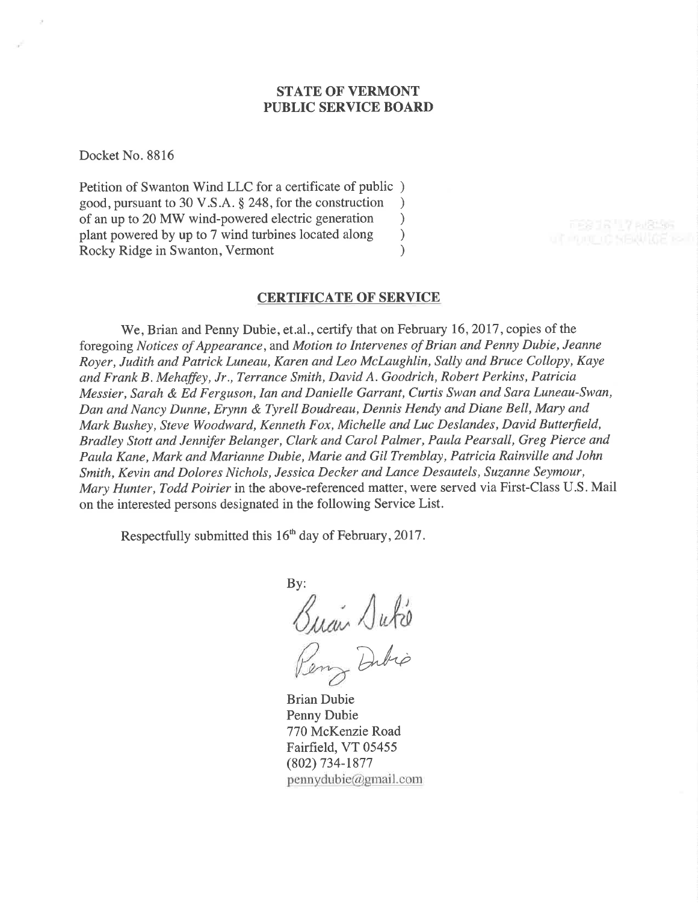**STATE OF VERMONT**
**PUBLIC SERVICE BOARD**

Docket No. 8816

Petition of Swanton Wind LLC for a certificate of public )
good, pursuant to 30 V.S.A. § 248, for the construction )
of an up to 20 MW wind-powered electric generation )
plant powered by up to 7 wind turbines located along )
Rocky Ridge in Swanton, Vermont )

**CERTIFICATE OF SERVICE**

We, Brian and Penny Dubie, et.al., certify that on February 16, 2017, copies of the foregoing *Notices of Appearance*, and *Motion to Intervenes of Brian and Penny Dubie, Jeanne Royer, Judith and Patrick Luneau, Karen and Leo McLaughlin, Sally and Bruce Collopy, Kaye and Frank B. Mehaffey, Jr., Terrance Smith, David A. Goodrich, Robert Perkins, Patricia Messier, Sarah & Ed Ferguson, Ian and Danielle Garrant, Curtis Swan and Sara Luneau-Swan, Dan and Nancy Dunne, Erynn & Tyrell Boudreau, Dennis Hendy and Diane Bell, Mary and Mark Bushey, Steve Woodward, Kenneth Fox, Michelle and Luc Deslandes, David Butterfield, Bradley Stott and Jennifer Belanger, Clark and Carol Palmer, Paula Pearsall, Greg Pierce and Paula Kane, Mark and Marianne Dubie, Marie and Gil Tremblay, Patricia Rainville and John Smith, Kevin and Dolores Nichols, Jessica Decker and Lance Desautels, Suzanne Seymour, Mary Hunter, Todd Poirier* in the above-referenced matter, were served via First-Class U.S. Mail on the interested persons designated in the following Service List.

Respectfully submitted this 16th day of February, 2017.

By:

Brian Dubie
Penny Dubie
770 McKenzie Road
Fairfield, VT 05455
(802) 734-1877
pennydubie@gmail.com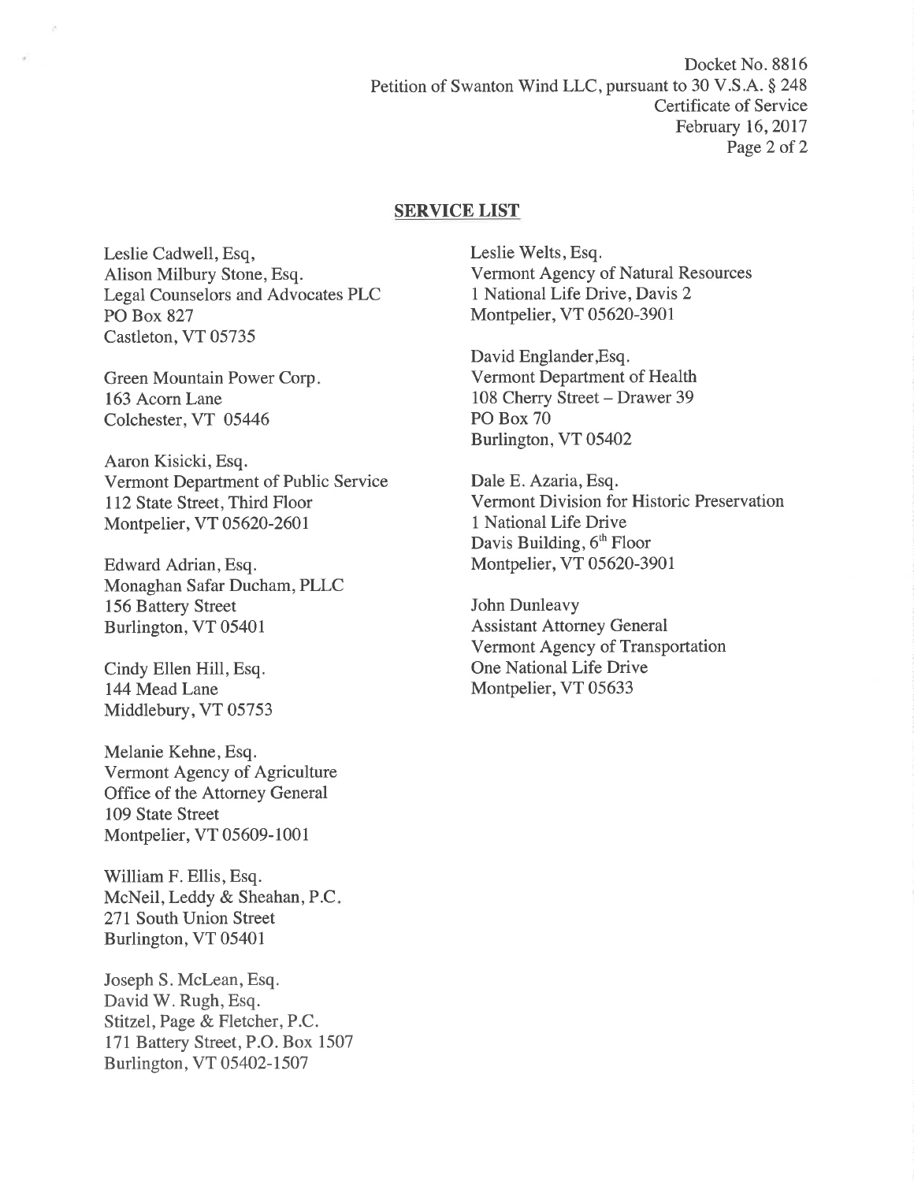## SERVICE LIST

Leslie Cadwell, Esq,
Alison Milbury Stone, Esq.
Legal Counselors and Advocates PLC
PO Box 827
Castleton, VT 05735

Green Mountain Power Corp.
163 Acorn Lane
Colchester, VT 05446

Aaron Kisicki, Esq.
Vermont Department of Public Service
112 State Street, Third Floor
Montpelier, VT 05620-2601

Edward Adrian, Esq.
Monaghan Safar Ducham, PLLC
156 Battery Street
Burlington, VT 05401

Cindy Ellen Hill, Esq.
144 Mead Lane
Middlebury, VT 05753

Melanie Kehne, Esq.
Vermont Agency of Agriculture
Office of the Attorney General
109 State Street
Montpelier, VT 05609-1001

William F. Ellis, Esq.
McNeil, Leddy & Sheahan, P.C.
271 South Union Street
Burlington, VT 05401

Joseph S. McLean, Esq.
David W. Rugh, Esq.
Stitzel, Page & Fletcher, P.C.
171 Battery Street, P.O. Box 1507
Burlington, VT 05402-1507

Leslie Welts, Esq.
Vermont Agency of Natural Resources
1 National Life Drive, Davis 2
Montpelier, VT 05620-3901

David Englander,Esq.
Vermont Department of Health
108 Cherry Street – Drawer 39
PO Box 70
Burlington, VT 05402

Dale E. Azaria, Esq.
Vermont Division for Historic Preservation
1 National Life Drive
Davis Building, 6th Floor
Montpelier, VT 05620-3901

John Dunleavy
Assistant Attorney General
Vermont Agency of Transportation
One National Life Drive
Montpelier, VT 05633